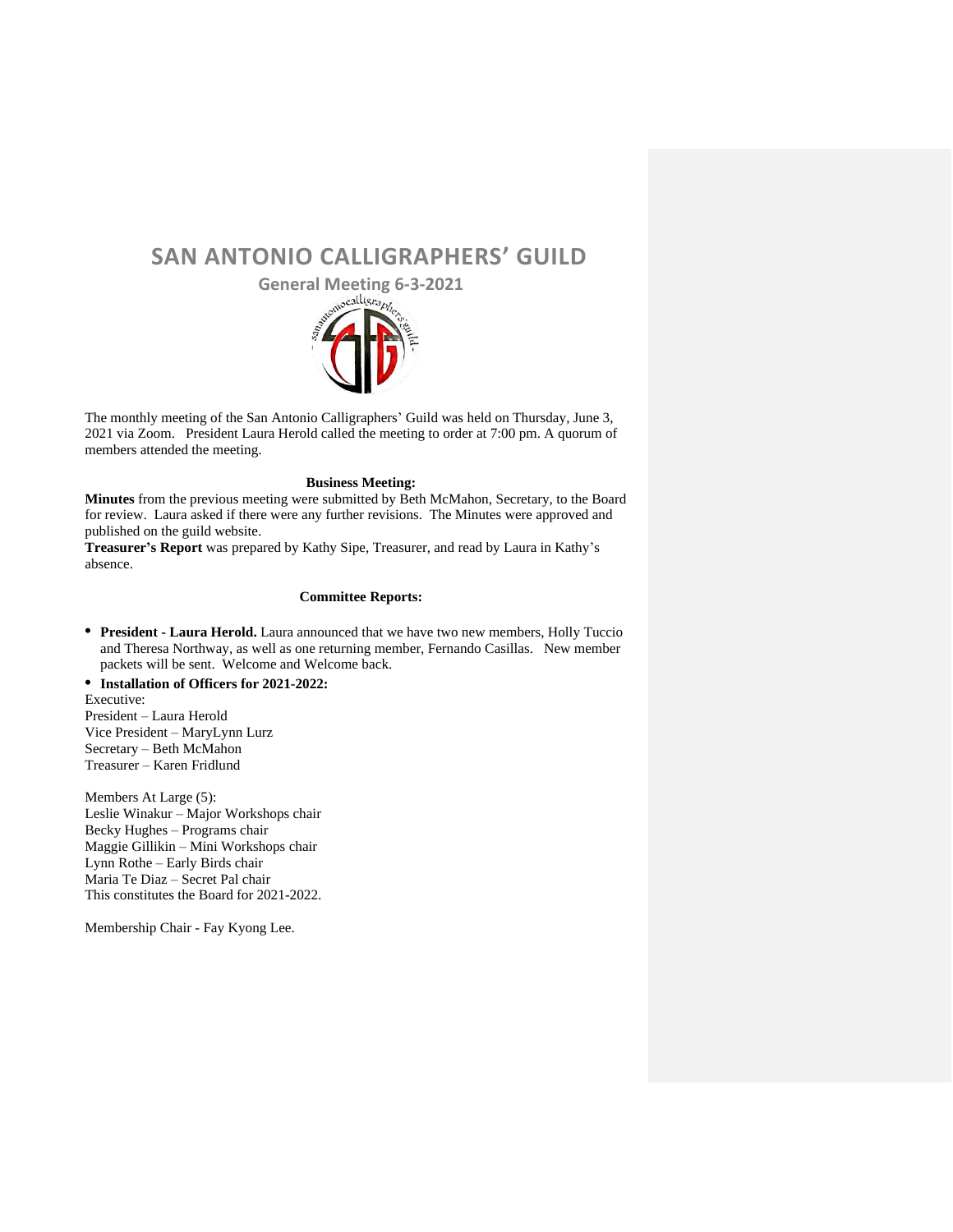# SAN ANTONIO CALLIGRAPHERS' GUILD

## General Meeting 6-3-2021

The monthly meeting of the San Antonio Calligraphers' Guild was held on Thursday, June 3, 2021 via Zoom. President Laura Herold called the meeting to order at 7:00 pm. A quorum of members attended the meeting.

### Business Meeting:

**Minutes** from the previous meeting were submitted by Beth McMahon, Secretary, to the Board for review. Laura asked if there were any further revisions. The Minutes were approved and published on the guild website.

**Treasurer's Report** was prepared by Kathy Sipe, Treasurer, and read by Laura in Kathy's absence.

### Committee Reports:

- **President - Laura Herold.** Laura announced that we have two new members, Holly Tuccio and Theresa Northway, as well as one returning member, Fernando Casillas. New member packets will be sent. Welcome and Welcome back.
- **Installation of Officers for 2021-2022:**

Executive:
President – Laura Herold
Vice President – MaryLynn Lurz
Secretary – Beth McMahon
Treasurer – Karen Fridlund

Members At Large (5):
Leslie Winakur – Major Workshops chair
Becky Hughes – Programs chair
Maggie Gillikin – Mini Workshops chair
Lynn Rothe – Early Birds chair
Maria Te Diaz – Secret Pal chair
This constitutes the Board for 2021-2022.

Membership Chair - Fay Kyong Lee.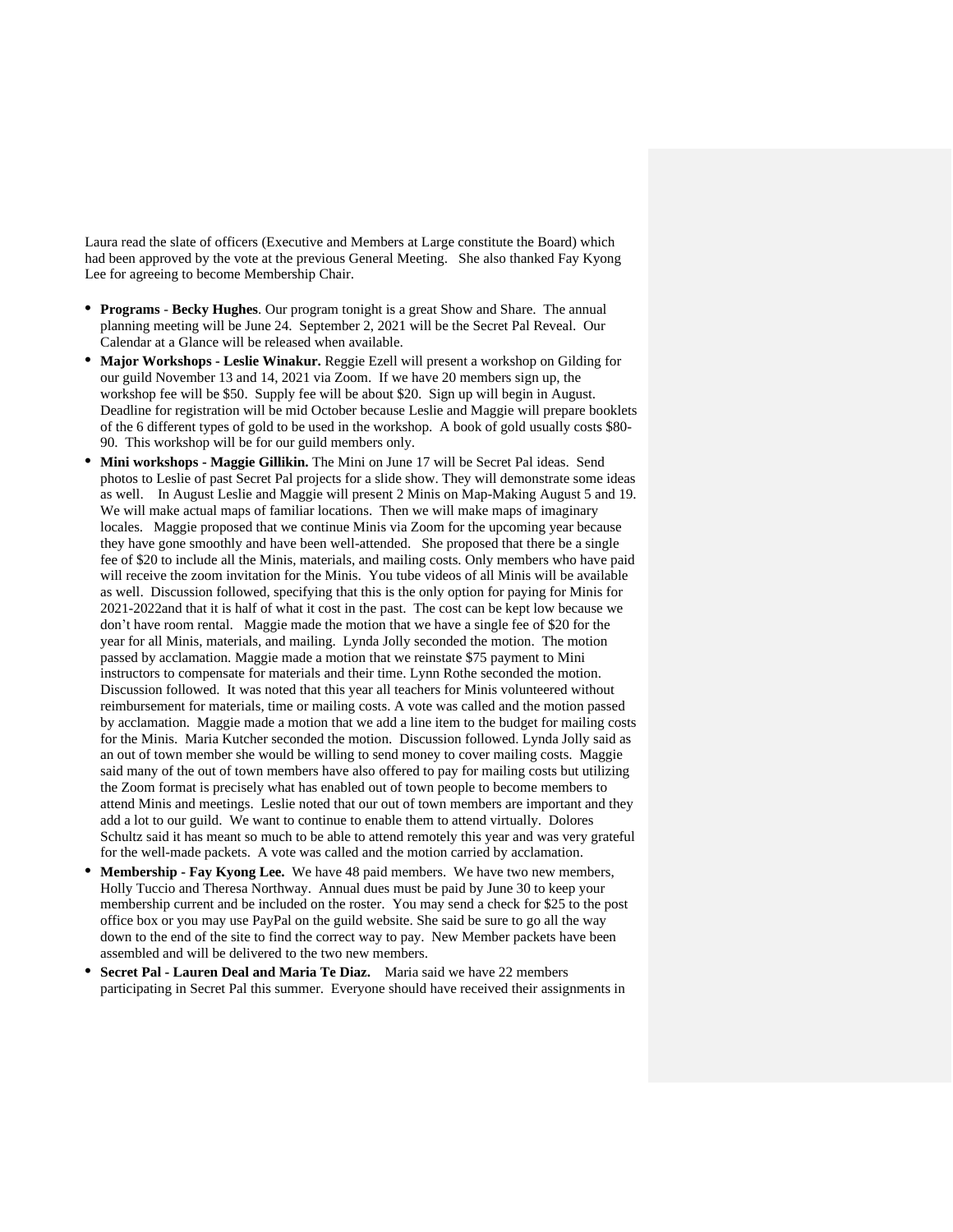Laura read the slate of officers (Executive and Members at Large constitute the Board) which had been approved by the vote at the previous General Meeting. She also thanked Fay Kyong Lee for agreeing to become Membership Chair.

- **Programs - Becky Hughes**. Our program tonight is a great Show and Share. The annual planning meeting will be June 24. September 2, 2021 will be the Secret Pal Reveal. Our Calendar at a Glance will be released when available.
- **Major Workshops - Leslie Winakur.** Reggie Ezell will present a workshop on Gilding for our guild November 13 and 14, 2021 via Zoom. If we have 20 members sign up, the workshop fee will be $50. Supply fee will be about $20. Sign up will begin in August. Deadline for registration will be mid October because Leslie and Maggie will prepare booklets of the 6 different types of gold to be used in the workshop. A book of gold usually costs $80-90. This workshop will be for our guild members only.
- **Mini workshops - Maggie Gillikin.** The Mini on June 17 will be Secret Pal ideas. Send photos to Leslie of past Secret Pal projects for a slide show. They will demonstrate some ideas as well. In August Leslie and Maggie will present 2 Minis on Map-Making August 5 and 19. We will make actual maps of familiar locations. Then we will make maps of imaginary locales. Maggie proposed that we continue Minis via Zoom for the upcoming year because they have gone smoothly and have been well-attended. She proposed that there be a single fee of $20 to include all the Minis, materials, and mailing costs. Only members who have paid will receive the zoom invitation for the Minis. You tube videos of all Minis will be available as well. Discussion followed, specifying that this is the only option for paying for Minis for 2021-2022and that it is half of what it cost in the past. The cost can be kept low because we don't have room rental. Maggie made the motion that we have a single fee of $20 for the year for all Minis, materials, and mailing. Lynda Jolly seconded the motion. The motion passed by acclamation. Maggie made a motion that we reinstate $75 payment to Mini instructors to compensate for materials and their time. Lynn Rothe seconded the motion. Discussion followed. It was noted that this year all teachers for Minis volunteered without reimbursement for materials, time or mailing costs. A vote was called and the motion passed by acclamation. Maggie made a motion that we add a line item to the budget for mailing costs for the Minis. Maria Kutcher seconded the motion. Discussion followed. Lynda Jolly said as an out of town member she would be willing to send money to cover mailing costs. Maggie said many of the out of town members have also offered to pay for mailing costs but utilizing the Zoom format is precisely what has enabled out of town people to become members to attend Minis and meetings. Leslie noted that our out of town members are important and they add a lot to our guild. We want to continue to enable them to attend virtually. Dolores Schultz said it has meant so much to be able to attend remotely this year and was very grateful for the well-made packets. A vote was called and the motion carried by acclamation.
- **Membership - Fay Kyong Lee.** We have 48 paid members. We have two new members, Holly Tuccio and Theresa Northway. Annual dues must be paid by June 30 to keep your membership current and be included on the roster. You may send a check for $25 to the post office box or you may use PayPal on the guild website. She said be sure to go all the way down to the end of the site to find the correct way to pay. New Member packets have been assembled and will be delivered to the two new members.
- **Secret Pal - Lauren Deal and Maria Te Diaz.** Maria said we have 22 members participating in Secret Pal this summer. Everyone should have received their assignments in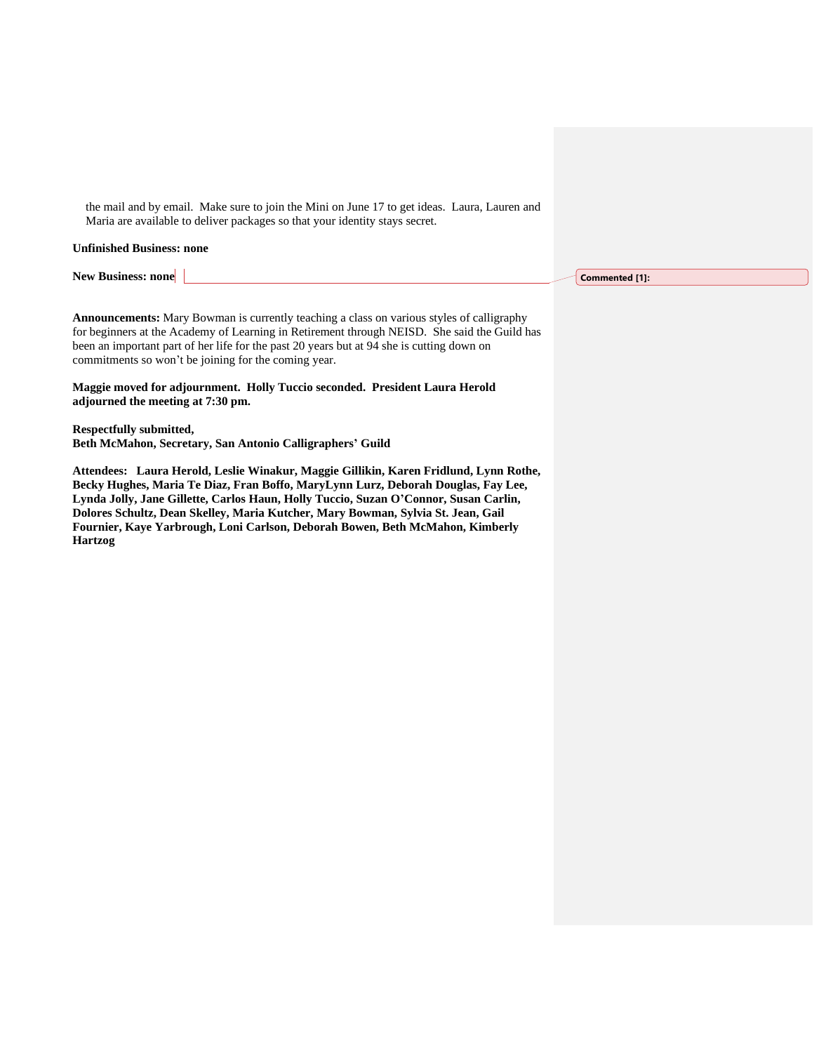the mail and by email. Make sure to join the Mini on June 17 to get ideas. Laura, Lauren and Maria are available to deliver packages so that your identity stays secret.

**Unfinished Business: none**

**New Business: none**

Commented [1]:

**Announcements:** Mary Bowman is currently teaching a class on various styles of calligraphy for beginners at the Academy of Learning in Retirement through NEISD. She said the Guild has been an important part of her life for the past 20 years but at 94 she is cutting down on commitments so won't be joining for the coming year.

**Maggie moved for adjournment. Holly Tuccio seconded. President Laura Herold adjourned the meeting at 7:30 pm.**

**Respectfully submitted,**
**Beth McMahon, Secretary, San Antonio Calligraphers' Guild**

**Attendees: Laura Herold, Leslie Winakur, Maggie Gillikin, Karen Fridlund, Lynn Rothe, Becky Hughes, Maria Te Diaz, Fran Boffo, MaryLynn Lurz, Deborah Douglas, Fay Lee, Lynda Jolly, Jane Gillette, Carlos Haun, Holly Tuccio, Suzan O'Connor, Susan Carlin, Dolores Schultz, Dean Skelley, Maria Kutcher, Mary Bowman, Sylvia St. Jean, Gail Fournier, Kaye Yarbrough, Loni Carlson, Deborah Bowen, Beth McMahon, Kimberly Hartzog**